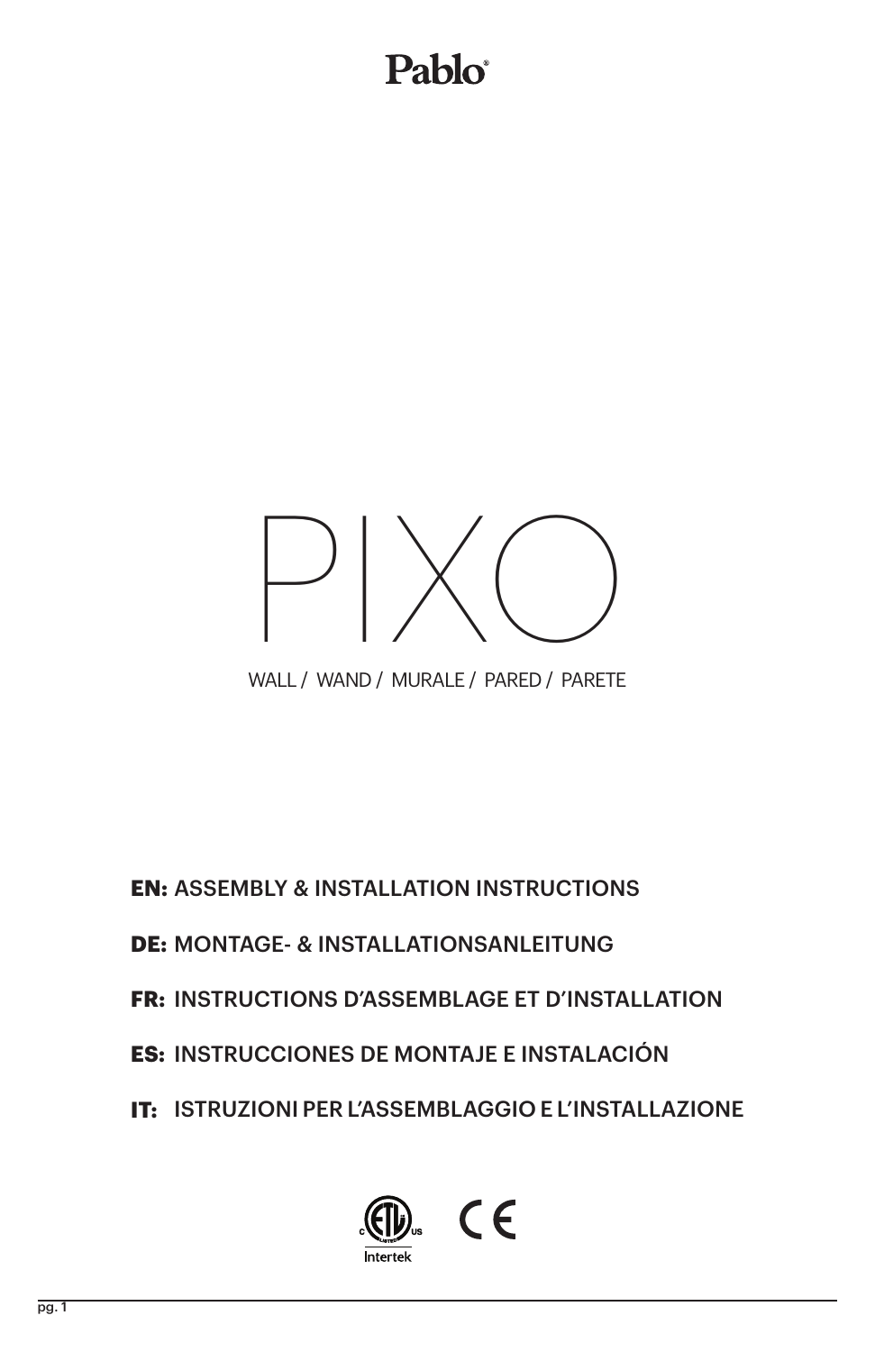Pablo®

# PIXO

WALL / WAND / MURALE / PARED / PARETE

**EN:** ASSEMBLY & INSTALLATION INSTRUCTIONS

**DE:** MONTAGE- & INSTALLATIONSANLEITUNG

**FR:** INSTRUCTIONS D'ASSEMBLAGE ET D'INSTALLATION

**ES:** INSTRUCCIONES DE MONTAJE E INSTALACIÓN

**IT:** ISTRUZIONI PER L'ASSEMBLAGGIO E L'INSTALLAZIONE

C ETL LISTED US Intertek CE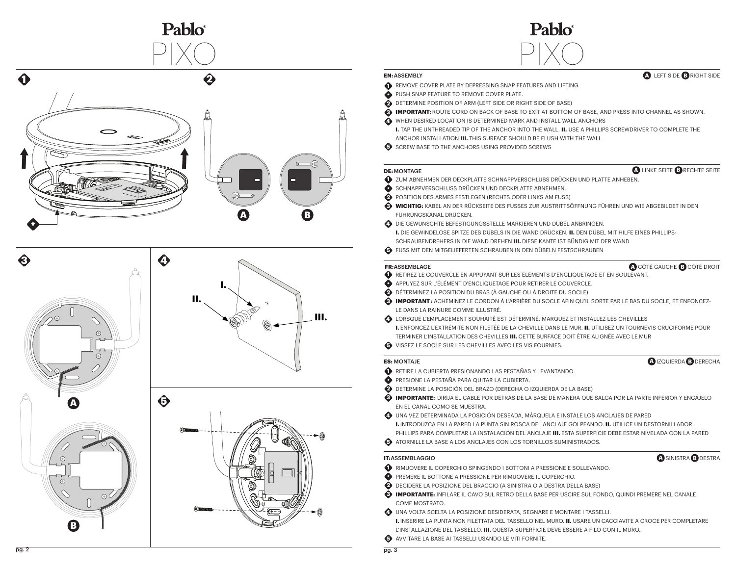# Pablo® PIXO

1 2 3 4 5 A B *

I. II. III.

# Pablo® PIXO

**EN:** ASSEMBLY

A LEFT SIDE B RIGHT SIDE

1. REMOVE COVER PLATE BY DEPRESSING SNAP FEATURES AND LIFTING.
* PUSH SNAP FEATURE TO REMOVE COVER PLATE.
2. DETERMINE POSITION OF ARM (LEFT SIDE OR RIGHT SIDE OF BASE)
3. **IMPORTANT:** ROUTE CORD ON BACK OF BASE TO EXIT AT BOTTOM OF BASE, AND PRESS INTO CHANNEL AS SHOWN.
4. WHEN DESIRED LOCATION IS DETERMINED MARK AND INSTALL WALL ANCHORS
   **I.** TAP THE UNTHREADED TIP OF THE ANCHOR INTO THE WALL. **II.** USE A PHILLIPS SCREWDRIVER TO COMPLETE THE ANCHOR INSTALLATION **III.** THIS SURFACE SHOULD BE FLUSH WITH THE WALL
5. SCREW BASE TO THE ANCHORS USING PROVIDED SCREWS

**DE:** MONTAGE

A LINKE SEITE B RECHTE SEITE

1. ZUM ABNEHMEN DER DECKPLATTE SCHNAPPVERSCHLUSS DRÜCKEN UND PLATTE ANHEBEN.
* SCHNAPPVERSCHLUSS DRÜCKEN UND DECKPLATTE ABNEHMEN.
2. POSITION DES ARMES FESTLEGEN (RECHTS ODER LINKS AM FUSS)
3. **WICHTIG:** KABEL AN DER RÜCKSEITE DES FUSSES ZUR AUSTRITTSÖFFNUNG FÜHREN UND WIE ABGEBILDET IN DEN FÜHRUNGSKANAL DRÜCKEN.
4. DIE GEWÜNSCHTE BEFESTIGUNGSSTELLE MARKIEREN UND DÜBEL ANBRINGEN.
   **I.** DIE GEWINDELOSE SPITZE DES DÜBELS IN DIE WAND DRÜCKEN. **II.** DEN DÜBEL MIT HILFE EINES PHILLIPS-SCHRAUBENDREHERS IN DIE WAND DREHEN **III.** DIESE KANTE IST BÜNDIG MIT DER WAND
5. FUSS MIT DEN MITGELIEFERTEN SCHRAUBEN IN DEN DÜBELN FESTSCHRAUBEN

**FR:** ASSEMBLAGE

A CÔTÉ GAUCHE B CÔTÉ DROIT

1. RETIREZ LE COUVERCLE EN APPUYANT SUR LES ÉLÉMENTS D'ENCLIQUETAGE ET EN SOULEVANT.
* APPUYEZ SUR L'ÉLÉMENT D'ENCLIQUETAGE POUR RETIRER LE COUVERCLE.
2. DÉTERMINEZ LA POSITION DU BRAS (À GAUCHE OU À DROITE DU SOCLE)
3. **IMPORTANT :** ACHEMINEZ LE CORDON À L'ARRIÈRE DU SOCLE AFIN QU'IL SORTE PAR LE BAS DU SOCLE, ET ENFONCEZ-LE DANS LA RAINURE COMME ILLUSTRÉ.
4. LORSQUE L'EMPLACEMENT SOUHAITÉ EST DÉTERMINÉ, MARQUEZ ET INSTALLEZ LES CHEVILLES
   **I.** ENFONCEZ L'EXTRÉMITÉ NON FILETÉE DE LA CHEVILLE DANS LE MUR. **II.** UTILISEZ UN TOURNEVIS CRUCIFORME POUR TERMINER L'INSTALLATION DES CHEVILLES **III.** CETTE SURFACE DOIT ÊTRE ALIGNÉE AVEC LE MUR
5. VISSEZ LE SOCLE SUR LES CHEVILLES AVEC LES VIS FOURNIES.

**ES:** MONTAJE

A IZQUIERDA B DERECHA

1. RETIRE LA CUBIERTA PRESIONANDO LAS PESTAÑAS Y LEVANTANDO.
* PRESIONE LA PESTAÑA PARA QUITAR LA CUBIERTA.
2. DETERMINE LA POSICIÓN DEL BRAZO (DERECHA O IZQUIERDA DE LA BASE)
3. **IMPORTANTE:** DIRIJA EL CABLE POR DETRÁS DE LA BASE DE MANERA QUE SALGA POR LA PARTE INFERIOR Y ENCÁJELO EN EL CANAL COMO SE MUESTRA.
4. UNA VEZ DETERMINADA LA POSICIÓN DESEADA, MÁRQUELA E INSTALE LOS ANCLAJES DE PARED
   **I.** INTRODUZCA EN LA PARED LA PUNTA SIN ROSCA DEL ANCLAJE GOLPEANDO. **II.** UTILICE UN DESTORNILLADOR PHILLIPS PARA COMPLETAR LA INSTALACIÓN DEL ANCLAJE **III.** ESTA SUPERFICIE DEBE ESTAR NIVELADA CON LA PARED
5. ATORNILLE LA BASE A LOS ANCLAJES CON LOS TORNILLOS SUMINISTRADOS.

**IT:** ASSEMBLAGGIO

A SINISTRA B DESTRA

1. RIMUOVERE IL COPERCHIO SPINGENDO I BOTTONI A PRESSIONE E SOLLEVANDO.
* PREMERE IL BOTTONE A PRESSIONE PER RIMUOVERE IL COPERCHIO.
2. DECIDERE LA POSIZIONE DEL BRACCIO (A SINISTRA O A DESTRA DELLA BASE)
3. **IMPORTANTE:** INFILARE IL CAVO SUL RETRO DELLA BASE PER USCIRE SUL FONDO, QUINDI PREMERE NEL CANALE COME MOSTRATO.
4. UNA VOLTA SCELTA LA POSIZIONE DESIDERATA, SEGNARE E MONTARE I TASSELLI.
   **I.** INSERIRE LA PUNTA NON FILETTATA DEL TASSELLO NEL MURO. **II.** USARE UN CACCIAVITE A CROCE PER COMPLETARE L'INSTALLAZIONE DEL TASSELLO. **III.** QUESTA SUPERFICIE DEVE ESSERE A FILO CON IL MURO.
5. AVVITARE LA BASE AI TASSELLI USANDO LE VITI FORNITE.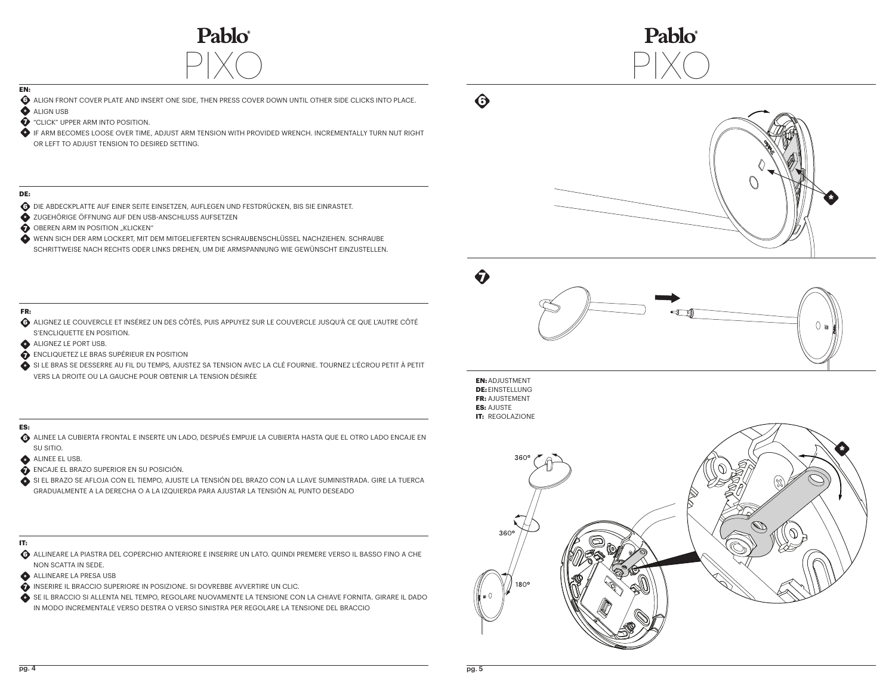# Pablo PIXO

**EN:**

- **6** ALIGN FRONT COVER PLATE AND INSERT ONE SIDE, THEN PRESS COVER DOWN UNTIL OTHER SIDE CLICKS INTO PLACE.
- **\*** ALIGN USB
- **7** "CLICK" UPPER ARM INTO POSITION.
- **\*** IF ARM BECOMES LOOSE OVER TIME, ADJUST ARM TENSION WITH PROVIDED WRENCH. INCREMENTALLY TURN NUT RIGHT OR LEFT TO ADJUST TENSION TO DESIRED SETTING.

**DE:**

- **6** DIE ABDECKPLATTE AUF EINER SEITE EINSETZEN, AUFLEGEN UND FESTDRÜCKEN, BIS SIE EINRASTET.
- **\*** ZUGEHÖRIGE ÖFFNUNG AUF DEN USB-ANSCHLUSS AUFSETZEN
- **7** OBEREN ARM IN POSITION „KLICKEN"
- **\*** WENN SICH DER ARM LOCKERT, MIT DEM MITGELIEFERTEN SCHRAUBENSCHLÜSSEL NACHZIEHEN. SCHRAUBE SCHRITTWEISE NACH RECHTS ODER LINKS DREHEN, UM DIE ARMSPANNUNG WIE GEWÜNSCHT EINZUSTELLEN.

**FR:**

- **6** ALIGNEZ LE COUVERCLE ET INSÉREZ UN DES CÔTÉS, PUIS APPUYEZ SUR LE COUVERCLE JUSQU'À CE QUE L'AUTRE CÔTÉ S'ENCLIQUETTE EN POSITION.
- **\*** ALIGNEZ LE PORT USB.
- **7** ENCLIQUETEZ LE BRAS SUPÉRIEUR EN POSITION
- **\*** SI LE BRAS SE DESSERRE AU FIL DU TEMPS, AJUSTEZ SA TENSION AVEC LA CLÉ FOURNIE. TOURNEZ L'ÉCROU PETIT À PETIT VERS LA DROITE OU LA GAUCHE POUR OBTENIR LA TENSION DÉSIRÉE

**ES:**

- **6** ALINEE LA CUBIERTA FRONTAL E INSERTE UN LADO, DESPUÉS EMPUJE LA CUBIERTA HASTA QUE EL OTRO LADO ENCAJE EN SU SITIO.
- **\*** ALINEE EL USB.
- **7** ENCAJE EL BRAZO SUPERIOR EN SU POSICIÓN.
- **\*** SI EL BRAZO SE AFLOJA CON EL TIEMPO, AJUSTE LA TENSIÓN DEL BRAZO CON LA LLAVE SUMINISTRADA. GIRE LA TUERCA GRADUALMENTE A LA DERECHA O A LA IZQUIERDA PARA AJUSTAR LA TENSIÓN AL PUNTO DESEADO

**IT:**

- **6** ALLINEARE LA PIASTRA DEL COPERCHIO ANTERIORE E INSERIRE UN LATO. QUINDI PREMERE VERSO IL BASSO FINO A CHE NON SCATTA IN SEDE.
- **\*** ALLINEARE LA PRESA USB
- **7** INSERIRE IL BRACCIO SUPERIORE IN POSIZIONE. SI DOVREBBE AVVERTIRE UN CLIC.
- **\*** SE IL BRACCIO SI ALLENTA NEL TEMPO, REGOLARE NUOVAMENTE LA TENSIONE CON LA CHIAVE FORNITA. GIRARE IL DADO IN MODO INCREMENTALE VERSO DESTRA O VERSO SINISTRA PER REGOLARE LA TENSIONE DEL BRACCIO

# Pablo PIXO

**6**

**7**

**EN:** ADJUSTMENT
**DE:** EINSTELLUNG
**FR:** AJUSTEMENT
**ES:** AJUSTE
**IT:** REGOLAZIONE

360°

360°

180°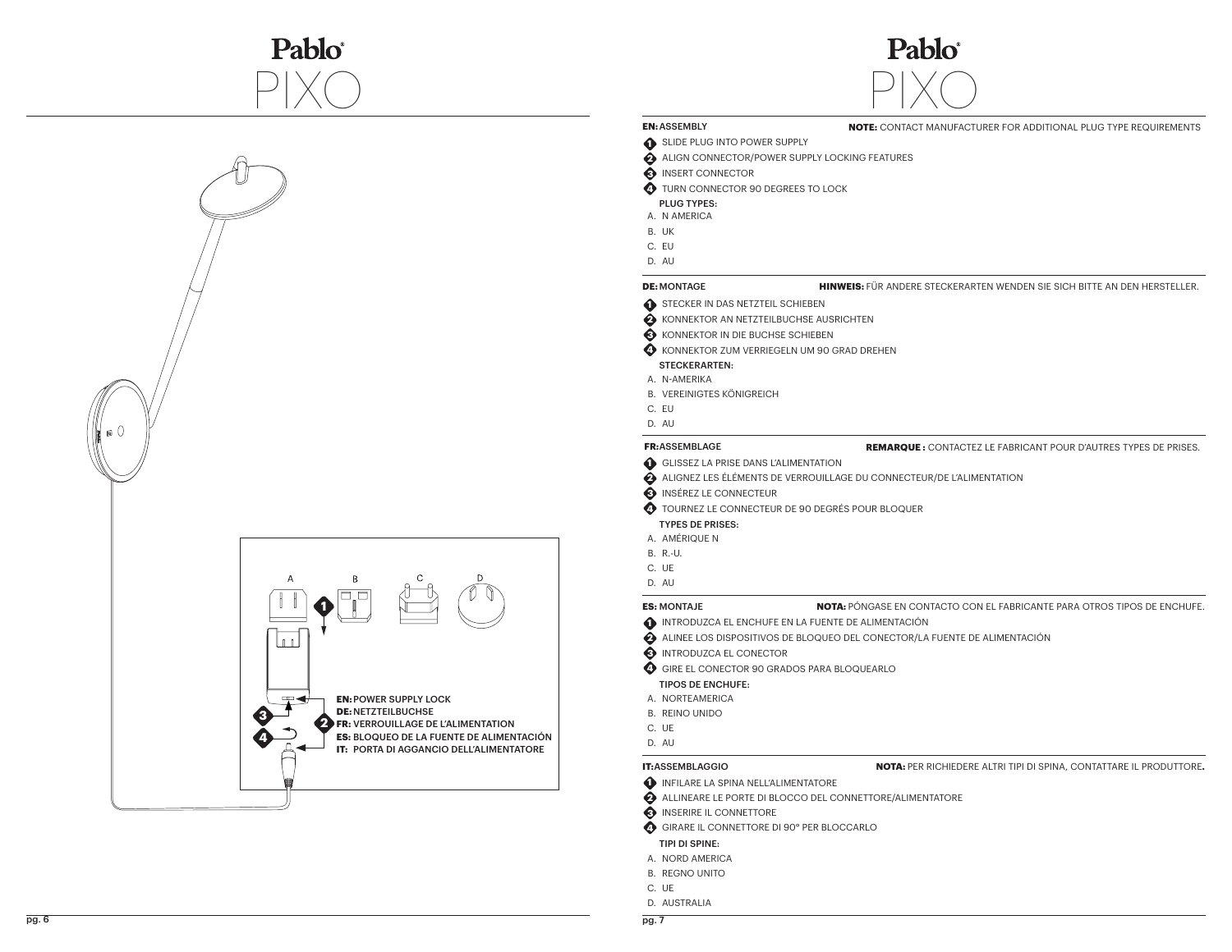# Pablo® PIXO

A B C D

1

EN: POWER SUPPLY LOCK
DE: NETZTEILBUCHSE
FR: VERROUILLAGE DE L'ALIMENTATION
ES: BLOQUEO DE LA FUENTE DE ALIMENTACIÓN
IT: PORTA DI AGGANCIO DELL'ALIMENTATORE

# Pablo® PIXO

**EN:** ASSEMBLY

**NOTE:** CONTACT MANUFACTURER FOR ADDITIONAL PLUG TYPE REQUIREMENTS

1. SLIDE PLUG INTO POWER SUPPLY
2. ALIGN CONNECTOR/POWER SUPPLY LOCKING FEATURES
3. INSERT CONNECTOR
4. TURN CONNECTOR 90 DEGREES TO LOCK

PLUG TYPES:

A. N AMERICA
B. UK
C. EU
D. AU

**DE:** MONTAGE

**HINWEIS:** FÜR ANDERE STECKERARTEN WENDEN SIE SICH BITTE AN DEN HERSTELLER.

1. STECKER IN DAS NETZTEIL SCHIEBEN
2. KONNEKTOR AN NETZTEILBUCHSE AUSRICHTEN
3. KONNEKTOR IN DIE BUCHSE SCHIEBEN
4. KONNEKTOR ZUM VERRIEGELN UM 90 GRAD DREHEN

STECKERARTEN:

A. N-AMERIKA
B. VEREINIGTES KÖNIGREICH
C. EU
D. AU

**FR:** ASSEMBLAGE

**REMARQUE :** CONTACTEZ LE FABRICANT POUR D'AUTRES TYPES DE PRISES.

1. GLISSEZ LA PRISE DANS L'ALIMENTATION
2. ALIGNEZ LES ÉLÉMENTS DE VERROUILLAGE DU CONNECTEUR/DE L'ALIMENTATION
3. INSÉREZ LE CONNECTEUR
4. TOURNEZ LE CONNECTEUR DE 90 DEGRÉS POUR BLOQUER

TYPES DE PRISES:

A. AMÉRIQUE N
B. R.-U.
C. UE
D. AU

**ES:** MONTAJE

**NOTA:** PÓNGASE EN CONTACTO CON EL FABRICANTE PARA OTROS TIPOS DE ENCHUFE.

1. INTRODUZCA EL ENCHUFE EN LA FUENTE DE ALIMENTACIÓN
2. ALINEE LOS DISPOSITIVOS DE BLOQUEO DEL CONECTOR/LA FUENTE DE ALIMENTACIÓN
3. INTRODUZCA EL CONECTOR
4. GIRE EL CONECTOR 90 GRADOS PARA BLOQUEARLO

TIPOS DE ENCHUFE:

A. NORTEAMERICA
B. REINO UNIDO
C. UE
D. AU

**IT:** ASSEMBLAGGIO

**NOTA:** PER RICHIEDERE ALTRI TIPI DI SPINA, CONTATTARE IL PRODUTTORE.

1. INFILARE LA SPINA NELL'ALIMENTATORE
2. ALLINEARE LE PORTE DI BLOCCO DEL CONNETTORE/ALIMENTATORE
3. INSERIRE IL CONNETTORE
4. GIRARE IL CONNETTORE DI 90° PER BLOCCARLO

TIPI DI SPINE:

A. NORD AMERICA
B. REGNO UNITO
C. UE
D. AUSTRALIA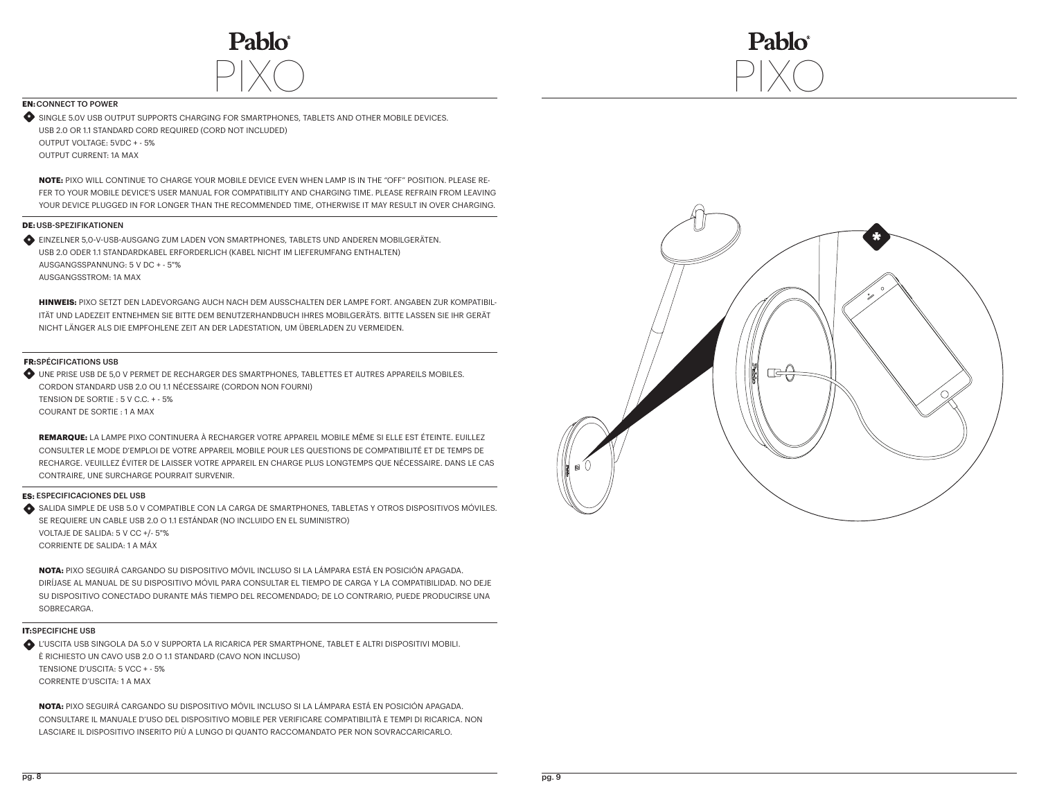## EN: CONNECT TO POWER

- SINGLE 5.0V USB OUTPUT SUPPORTS CHARGING FOR SMARTPHONES, TABLETS AND OTHER MOBILE DEVICES.
  USB 2.0 OR 1.1 STANDARD CORD REQUIRED (CORD NOT INCLUDED)
  OUTPUT VOLTAGE: 5VDC + - 5%
  OUTPUT CURRENT: 1A MAX

**NOTE:** PIXO WILL CONTINUE TO CHARGE YOUR MOBILE DEVICE EVEN WHEN LAMP IS IN THE "OFF" POSITION. PLEASE REFER TO YOUR MOBILE DEVICE'S USER MANUAL FOR COMPATIBILITY AND CHARGING TIME. PLEASE REFRAIN FROM LEAVING YOUR DEVICE PLUGGED IN FOR LONGER THAN THE RECOMMENDED TIME, OTHERWISE IT MAY RESULT IN OVER CHARGING.

## DE: USB-SPEZIFIKATIONEN

- EINZELNER 5,0-V-USB-AUSGANG ZUM LADEN VON SMARTPHONES, TABLETS UND ANDEREN MOBILGERÄTEN.
  USB 2.0 ODER 1.1 STANDARDKABEL ERFORDERLICH (KABEL NICHT IM LIEFERUMFANG ENTHALTEN)
  AUSGANGSSPANNUNG: 5 V DC + - 5"%
  AUSGANGSSTROM: 1A MAX

**HINWEIS:** PIXO SETZT DEN LADEVORGANG AUCH NACH DEM AUSSCHALTEN DER LAMPE FORT. ANGABEN ZUR KOMPATIBILITÄT UND LADEZEIT ENTNEHMEN SIE BITTE DEM BENUTZERHANDBUCH IHRES MOBILGERÄTS. BITTE LASSEN SIE IHR GERÄT NICHT LÄNGER ALS DIE EMPFOHLENE ZEIT AN DER LADESTATION, UM ÜBERLADEN ZU VERMEIDEN.

## FR: SPÉCIFICATIONS USB

- UNE PRISE USB DE 5,0 V PERMET DE RECHARGER DES SMARTPHONES, TABLETTES ET AUTRES APPAREILS MOBILES.
  CORDON STANDARD USB 2.0 OU 1.1 NÉCESSAIRE (CORDON NON FOURNI)
  TENSION DE SORTIE : 5 V C.C. + - 5%
  COURANT DE SORTIE : 1 A MAX

**REMARQUE:** LA LAMPE PIXO CONTINUERA À RECHARGER VOTRE APPAREIL MOBILE MÊME SI ELLE EST ÉTEINTE. EUILLEZ CONSULTER LE MODE D'EMPLOI DE VOTRE APPAREIL MOBILE POUR LES QUESTIONS DE COMPATIBILITÉ ET DE TEMPS DE RECHARGE. VEUILLEZ ÉVITER DE LAISSER VOTRE APPAREIL EN CHARGE PLUS LONGTEMPS QUE NÉCESSAIRE. DANS LE CAS CONTRAIRE, UNE SURCHARGE POURRAIT SURVENIR.

## ES: ESPECIFICACIONES DEL USB

- SALIDA SIMPLE DE USB 5.0 V COMPATIBLE CON LA CARGA DE SMARTPHONES, TABLETAS Y OTROS DISPOSITIVOS MÓVILES.
  SE REQUIERE UN CABLE USB 2.0 O 1.1 ESTÁNDAR (NO INCLUIDO EN EL SUMINISTRO)
  VOLTAJE DE SALIDA: 5 V CC +/- 5"%
  CORRIENTE DE SALIDA: 1 A MÁX

**NOTA:** PIXO SEGUIRÁ CARGANDO SU DISPOSITIVO MÓVIL INCLUSO SI LA LÁMPARA ESTÁ EN POSICIÓN APAGADA. DIRÍJASE AL MANUAL DE SU DISPOSITIVO MÓVIL PARA CONSULTAR EL TIEMPO DE CARGA Y LA COMPATIBILIDAD. NO DEJE SU DISPOSITIVO CONECTADO DURANTE MÁS TIEMPO DEL RECOMENDADO; DE LO CONTRARIO, PUEDE PRODUCIRSE UNA SOBRECARGA.

## IT: SPECIFICHE USB

- L'USCITA USB SINGOLA DA 5.0 V SUPPORTA LA RICARICA PER SMARTPHONE, TABLET E ALTRI DISPOSITIVI MOBILI.
  È RICHIESTO UN CAVO USB 2.0 O 1.1 STANDARD (CAVO NON INCLUSO)
  TENSIONE D'USCITA: 5 VCC + - 5%
  CORRENTE D'USCITA: 1 A MAX

**NOTA:** PIXO SEGUIRÁ CARGANDO SU DISPOSITIVO MÓVIL INCLUSO SI LA LÁMPARA ESTÁ EN POSICIÓN APAGADA. CONSULTARE IL MANUALE D'USO DEL DISPOSITIVO MOBILE PER VERIFICARE COMPATIBILITÀ E TEMPI DI RICARICA. NON LASCIARE IL DISPOSITIVO INSERITO PIÙ A LUNGO DI QUANTO RACCOMANDATO PER NON SOVRACCARICARLO.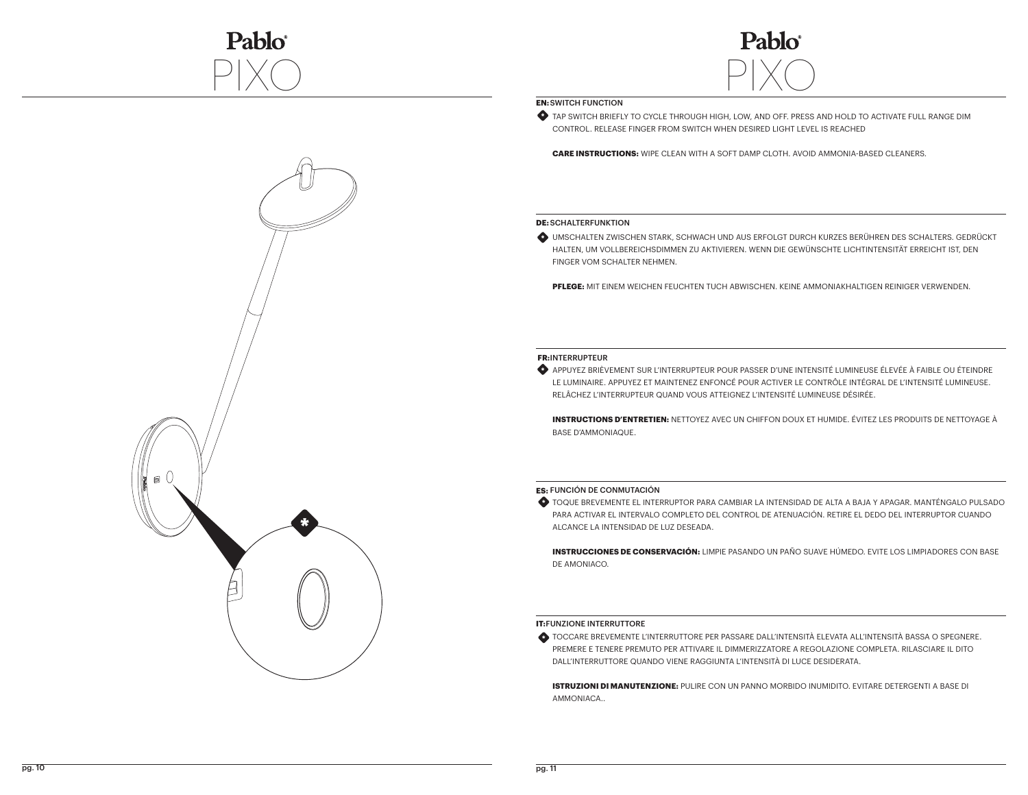# Pablo PIXO

# Pablo PIXO

**EN:** SWITCH FUNCTION

TAP SWITCH BRIEFLY TO CYCLE THROUGH HIGH, LOW, AND OFF. PRESS AND HOLD TO ACTIVATE FULL RANGE DIM CONTROL. RELEASE FINGER FROM SWITCH WHEN DESIRED LIGHT LEVEL IS REACHED

**CARE INSTRUCTIONS:** WIPE CLEAN WITH A SOFT DAMP CLOTH. AVOID AMMONIA-BASED CLEANERS.

**DE:** SCHALTERFUNKTION

UMSCHALTEN ZWISCHEN STARK, SCHWACH UND AUS ERFOLGT DURCH KURZES BERÜHREN DES SCHALTERS. GEDRÜCKT HALTEN, UM VOLLBEREICHSDIMMEN ZU AKTIVIEREN. WENN DIE GEWÜNSCHTE LICHTINTENSITÄT ERREICHT IST, DEN FINGER VOM SCHALTER NEHMEN.

**PFLEGE:** MIT EINEM WEICHEN FEUCHTEN TUCH ABWISCHEN. KEINE AMMONIAKHALTIGEN REINIGER VERWENDEN.

**FR:** INTERRUPTEUR

APPUYEZ BRIÈVEMENT SUR L'INTERRUPTEUR POUR PASSER D'UNE INTENSITÉ LUMINEUSE ÉLEVÉE À FAIBLE OU ÉTEINDRE LE LUMINAIRE. APPUYEZ ET MAINTENEZ ENFONCÉ POUR ACTIVER LE CONTRÔLE INTÉGRAL DE L'INTENSITÉ LUMINEUSE. RELÂCHEZ L'INTERRUPTEUR QUAND VOUS ATTEIGNEZ L'INTENSITÉ LUMINEUSE DÉSIRÉE.

**INSTRUCTIONS D'ENTRETIEN:** NETTOYEZ AVEC UN CHIFFON DOUX ET HUMIDE. ÉVITEZ LES PRODUITS DE NETTOYAGE À BASE D'AMMONIAQUE.

**ES:** FUNCIÓN DE CONMUTACIÓN

TOQUE BREVEMENTE EL INTERRUPTOR PARA CAMBIAR LA INTENSIDAD DE ALTA A BAJA Y APAGAR. MANTÉNGALO PULSADO PARA ACTIVAR EL INTERVALO COMPLETO DEL CONTROL DE ATENUACIÓN. RETIRE EL DEDO DEL INTERRUPTOR CUANDO ALCANCE LA INTENSIDAD DE LUZ DESEADA.

**INSTRUCCIONES DE CONSERVACIÓN:** LIMPIE PASANDO UN PAÑO SUAVE HÚMEDO. EVITE LOS LIMPIADORES CON BASE DE AMONIACO.

**IT:** FUNZIONE INTERRUTTORE

TOCCARE BREVEMENTE L'INTERRUTTORE PER PASSARE DALL'INTENSITÀ ELEVATA ALL'INTENSITÀ BASSA O SPEGNERE. PREMERE E TENERE PREMUTO PER ATTIVARE IL DIMMERIZZATORE A REGOLAZIONE COMPLETA. RILASCIARE IL DITO DALL'INTERRUTTORE QUANDO VIENE RAGGIUNTA L'INTENSITÀ DI LUCE DESIDERATA.

**ISTRUZIONI DI MANUTENZIONE:** PULIRE CON UN PANNO MORBIDO INUMIDITO. EVITARE DETERGENTI A BASE DI AMMONIACA..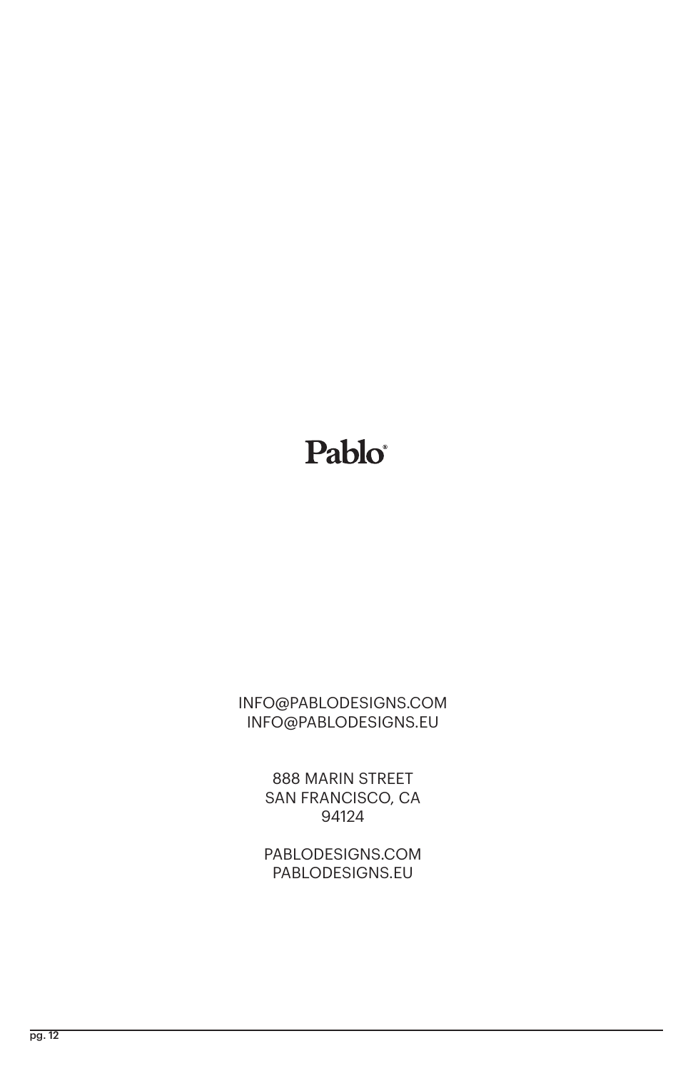Pablo®

INFO@PABLODESIGNS.COM
INFO@PABLODESIGNS.EU

888 MARIN STREET
SAN FRANCISCO, CA
94124

PABLODESIGNS.COM
PABLODESIGNS.EU